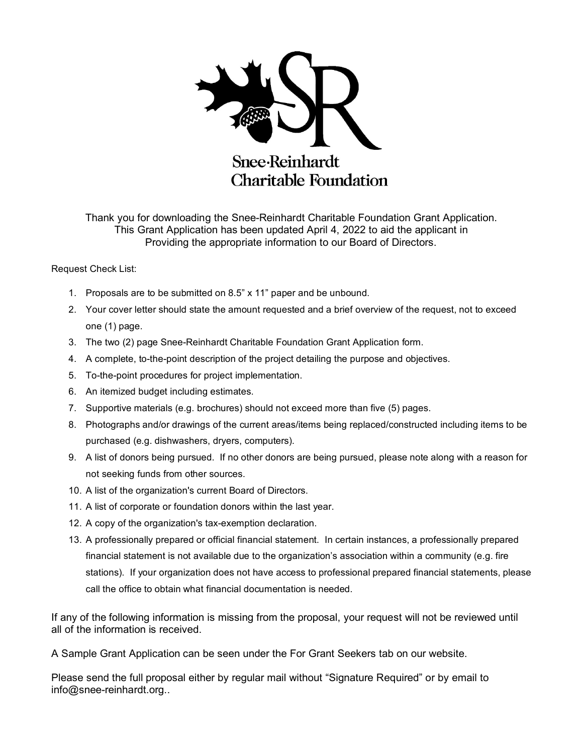# Snee·Reinhardt Charitable Foundation

Thank you for downloading the Snee-Reinhardt Charitable Foundation Grant Application. This Grant Application has been updated April 4, 2022 to aid the applicant in Providing the appropriate information to our Board of Directors.

Request Check List:

1. Proposals are to be submitted on 8.5" x 11" paper and be unbound.
2. Your cover letter should state the amount requested and a brief overview of the request, not to exceed one (1) page.
3. The two (2) page Snee-Reinhardt Charitable Foundation Grant Application form.
4. A complete, to-the-point description of the project detailing the purpose and objectives.
5. To-the-point procedures for project implementation.
6. An itemized budget including estimates.
7. Supportive materials (e.g. brochures) should not exceed more than five (5) pages.
8. Photographs and/or drawings of the current areas/items being replaced/constructed including items to be purchased (e.g. dishwashers, dryers, computers).
9. A list of donors being pursued. If no other donors are being pursued, please note along with a reason for not seeking funds from other sources.
10. A list of the organization's current Board of Directors.
11. A list of corporate or foundation donors within the last year.
12. A copy of the organization's tax-exemption declaration.
13. A professionally prepared or official financial statement. In certain instances, a professionally prepared financial statement is not available due to the organization's association within a community (e.g. fire stations). If your organization does not have access to professional prepared financial statements, please call the office to obtain what financial documentation is needed.

If any of the following information is missing from the proposal, your request will not be reviewed until all of the information is received.

A Sample Grant Application can be seen under the For Grant Seekers tab on our website.

Please send the full proposal either by regular mail without "Signature Required" or by email to info@snee-reinhardt.org..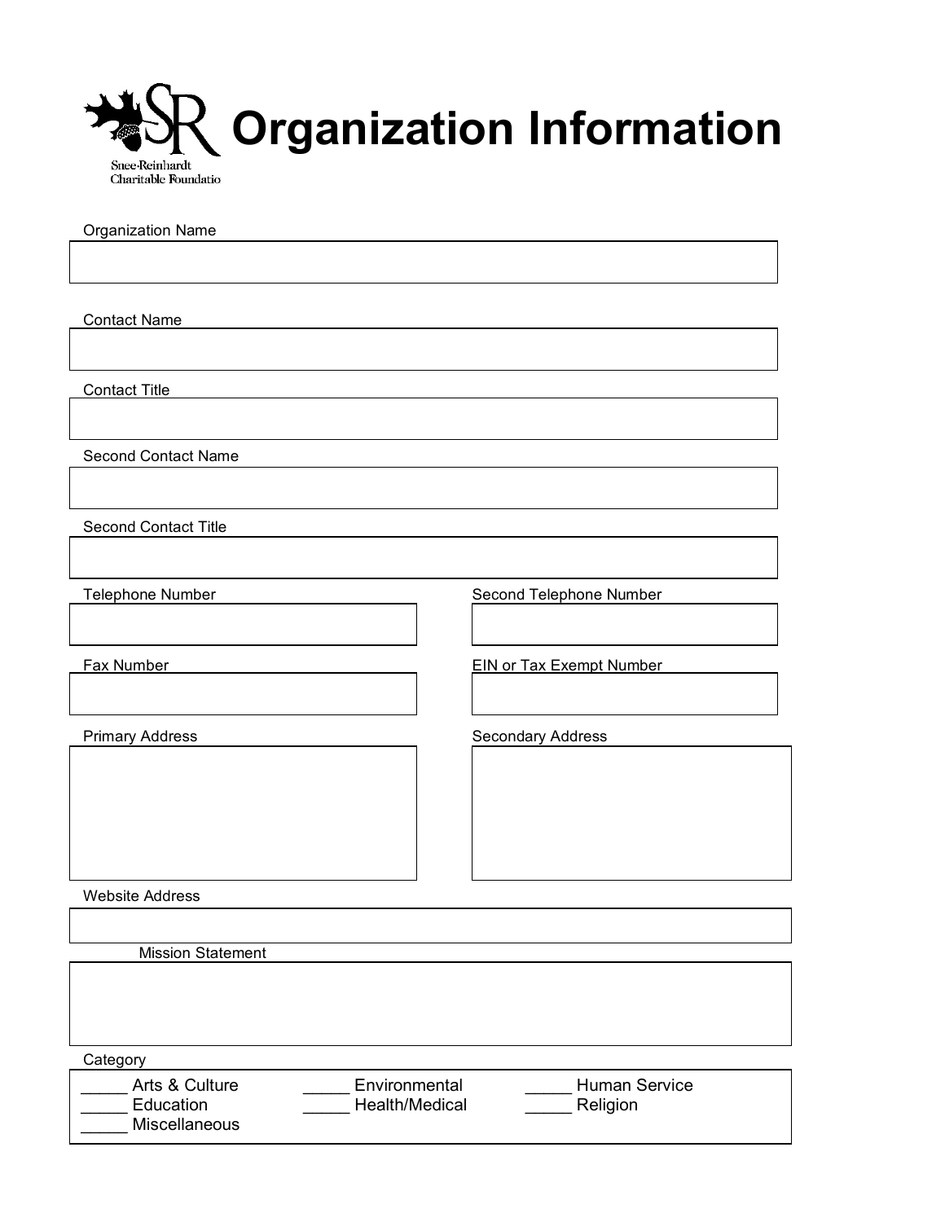Snee-Reinhardt Charitable Foundatio

# Organization Information

Organization Name

Contact Name

Contact Title

Second Contact Name

Second Contact Title

Telephone Number

Second Telephone Number

Fax Number

EIN or Tax Exempt Number

Primary Address

Secondary Address

Website Address

Mission Statement

Category

_____ Arts & Culture
_____ Environmental
_____ Human Service
_____ Education
_____ Health/Medical
_____ Religion
_____ Miscellaneous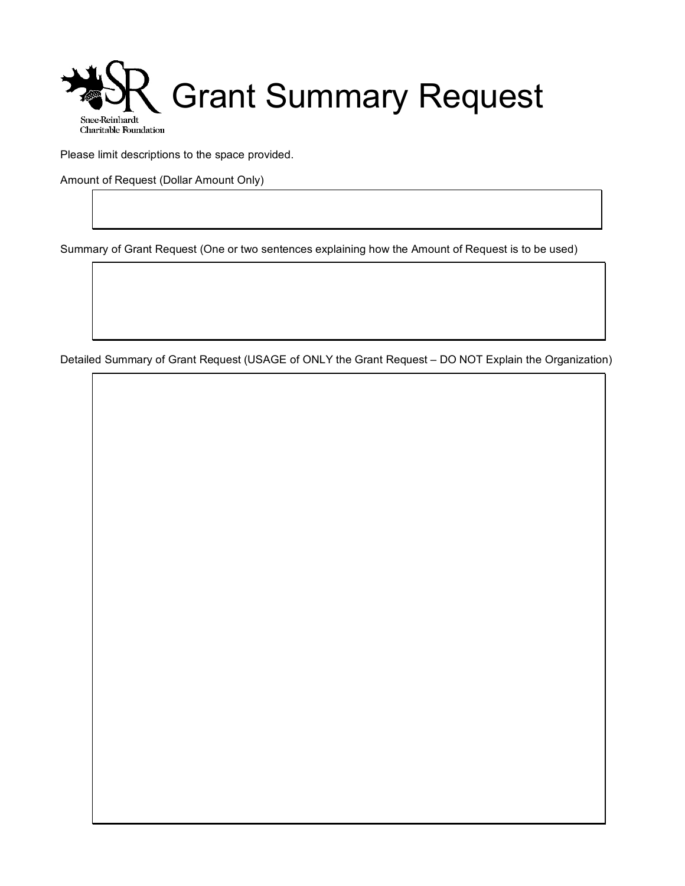Snee-Reinhardt Charitable Foundation

# Grant Summary Request

Please limit descriptions to the space provided.

Amount of Request (Dollar Amount Only)

Summary of Grant Request (One or two sentences explaining how the Amount of Request is to be used)

Detailed Summary of Grant Request (USAGE of ONLY the Grant Request – DO NOT Explain the Organization)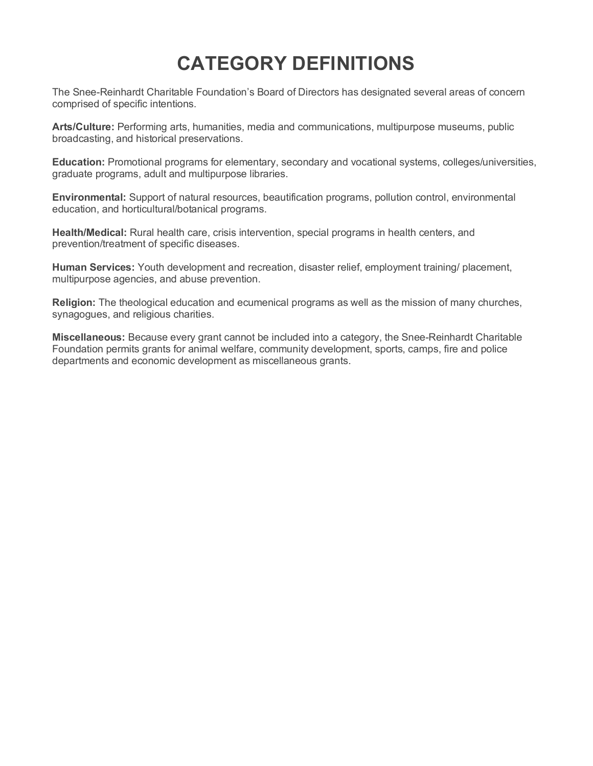# CATEGORY DEFINITIONS

The Snee-Reinhardt Charitable Foundation's Board of Directors has designated several areas of concern comprised of specific intentions.

**Arts/Culture:** Performing arts, humanities, media and communications, multipurpose museums, public broadcasting, and historical preservations.

**Education:** Promotional programs for elementary, secondary and vocational systems, colleges/universities, graduate programs, adult and multipurpose libraries.

**Environmental:** Support of natural resources, beautification programs, pollution control, environmental education, and horticultural/botanical programs.

**Health/Medical:** Rural health care, crisis intervention, special programs in health centers, and prevention/treatment of specific diseases.

**Human Services:** Youth development and recreation, disaster relief, employment training/ placement, multipurpose agencies, and abuse prevention.

**Religion:** The theological education and ecumenical programs as well as the mission of many churches, synagogues, and religious charities.

**Miscellaneous:** Because every grant cannot be included into a category, the Snee-Reinhardt Charitable Foundation permits grants for animal welfare, community development, sports, camps, fire and police departments and economic development as miscellaneous grants.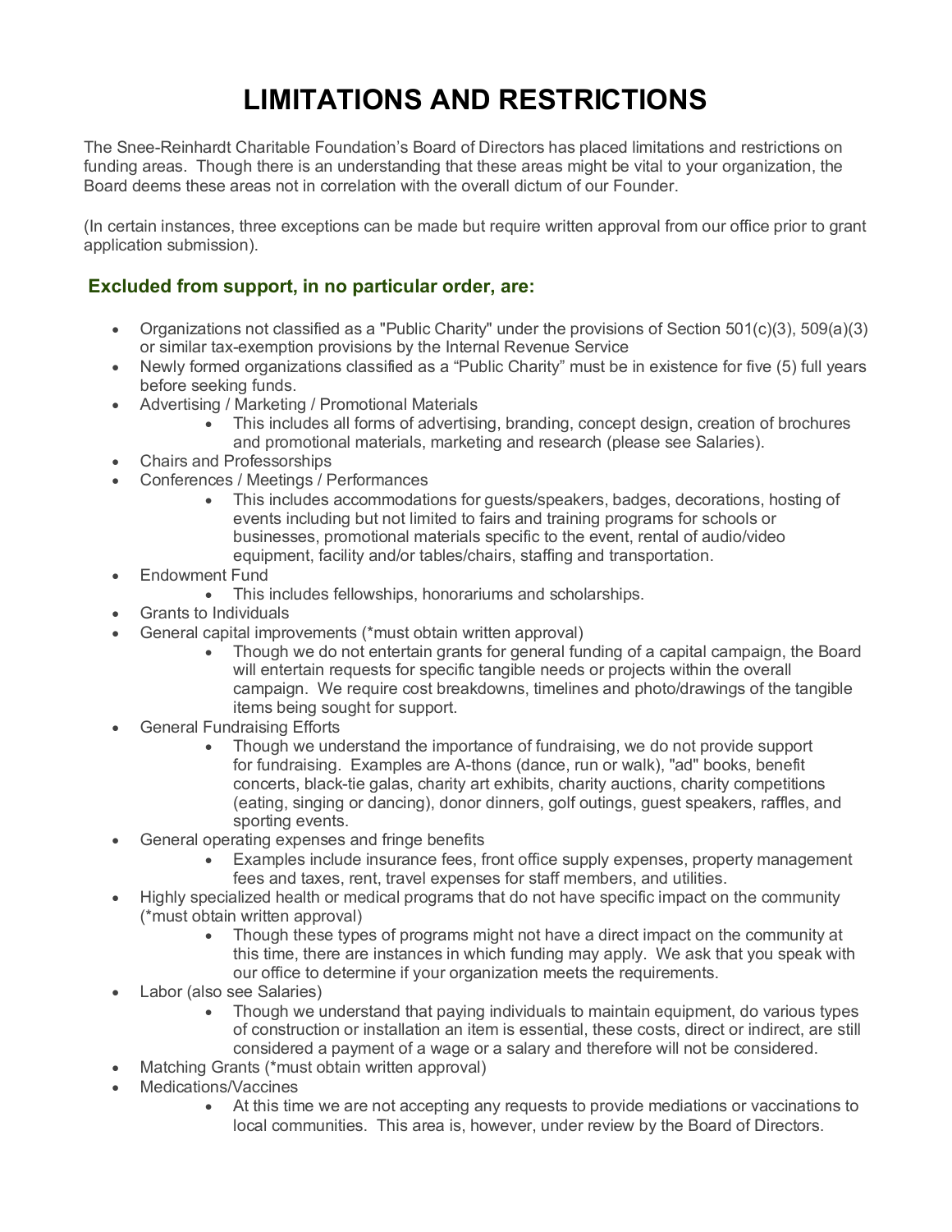# LIMITATIONS AND RESTRICTIONS

The Snee-Reinhardt Charitable Foundation's Board of Directors has placed limitations and restrictions on funding areas. Though there is an understanding that these areas might be vital to your organization, the Board deems these areas not in correlation with the overall dictum of our Founder.

(In certain instances, three exceptions can be made but require written approval from our office prior to grant application submission).

### Excluded from support, in no particular order, are:

- Organizations not classified as a "Public Charity" under the provisions of Section 501(c)(3), 509(a)(3) or similar tax-exemption provisions by the Internal Revenue Service
- Newly formed organizations classified as a "Public Charity" must be in existence for five (5) full years before seeking funds.
- Advertising / Marketing / Promotional Materials
  - This includes all forms of advertising, branding, concept design, creation of brochures and promotional materials, marketing and research (please see Salaries).
- Chairs and Professorships
- Conferences / Meetings / Performances
  - This includes accommodations for guests/speakers, badges, decorations, hosting of events including but not limited to fairs and training programs for schools or businesses, promotional materials specific to the event, rental of audio/video equipment, facility and/or tables/chairs, staffing and transportation.
- Endowment Fund
  - This includes fellowships, honorariums and scholarships.
- Grants to Individuals
- General capital improvements (*must obtain written approval)
  - Though we do not entertain grants for general funding of a capital campaign, the Board will entertain requests for specific tangible needs or projects within the overall campaign. We require cost breakdowns, timelines and photo/drawings of the tangible items being sought for support.
- General Fundraising Efforts
  - Though we understand the importance of fundraising, we do not provide support for fundraising. Examples are A-thons (dance, run or walk), "ad" books, benefit concerts, black-tie galas, charity art exhibits, charity auctions, charity competitions (eating, singing or dancing), donor dinners, golf outings, guest speakers, raffles, and sporting events.
- General operating expenses and fringe benefits
  - Examples include insurance fees, front office supply expenses, property management fees and taxes, rent, travel expenses for staff members, and utilities.
- Highly specialized health or medical programs that do not have specific impact on the community (*must obtain written approval)
  - Though these types of programs might not have a direct impact on the community at this time, there are instances in which funding may apply. We ask that you speak with our office to determine if your organization meets the requirements.
- Labor (also see Salaries)
  - Though we understand that paying individuals to maintain equipment, do various types of construction or installation an item is essential, these costs, direct or indirect, are still considered a payment of a wage or a salary and therefore will not be considered.
- Matching Grants (*must obtain written approval)
- Medications/Vaccines
  - At this time we are not accepting any requests to provide mediations or vaccinations to local communities. This area is, however, under review by the Board of Directors.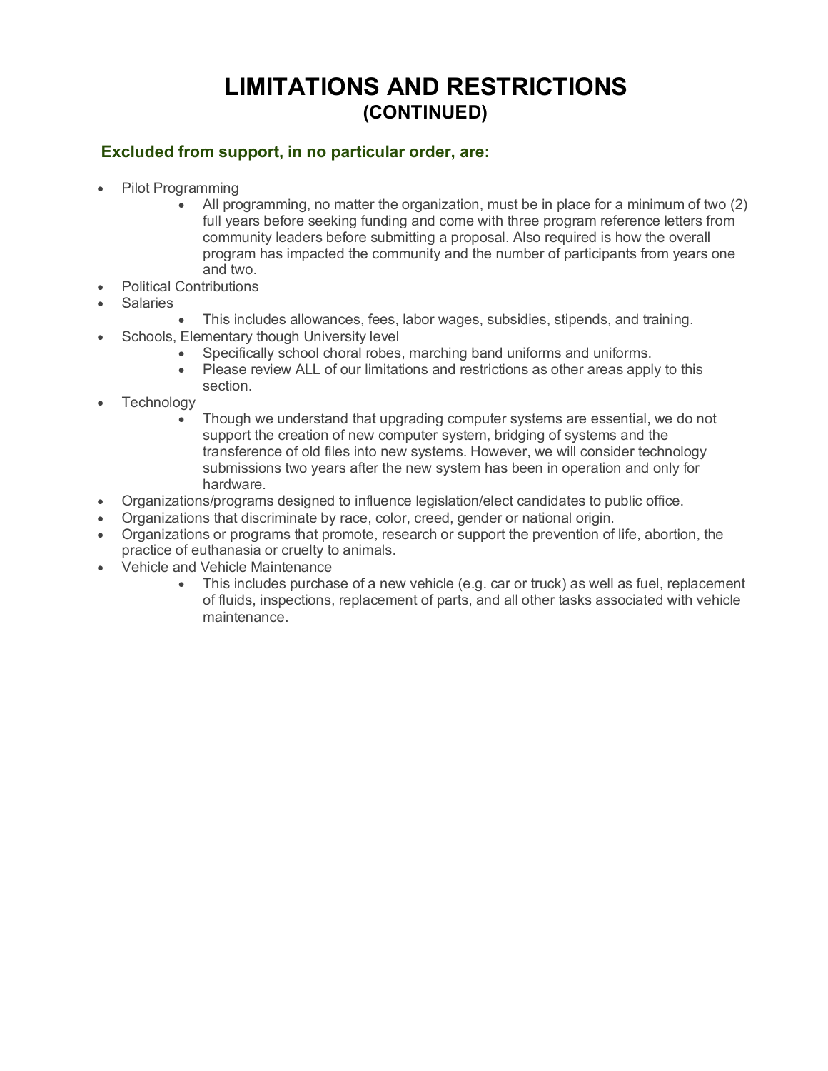# LIMITATIONS AND RESTRICTIONS
## (CONTINUED)

### Excluded from support, in no particular order, are:

- Pilot Programming
    - All programming, no matter the organization, must be in place for a minimum of two (2) full years before seeking funding and come with three program reference letters from community leaders before submitting a proposal. Also required is how the overall program has impacted the community and the number of participants from years one and two.
- Political Contributions
- Salaries
    - This includes allowances, fees, labor wages, subsidies, stipends, and training.
- Schools, Elementary though University level
    - Specifically school choral robes, marching band uniforms and uniforms.
    - Please review ALL of our limitations and restrictions as other areas apply to this section.
- Technology
    - Though we understand that upgrading computer systems are essential, we do not support the creation of new computer system, bridging of systems and the transference of old files into new systems. However, we will consider technology submissions two years after the new system has been in operation and only for hardware.
- Organizations/programs designed to influence legislation/elect candidates to public office.
- Organizations that discriminate by race, color, creed, gender or national origin.
- Organizations or programs that promote, research or support the prevention of life, abortion, the practice of euthanasia or cruelty to animals.
- Vehicle and Vehicle Maintenance
    - This includes purchase of a new vehicle (e.g. car or truck) as well as fuel, replacement of fluids, inspections, replacement of parts, and all other tasks associated with vehicle maintenance.